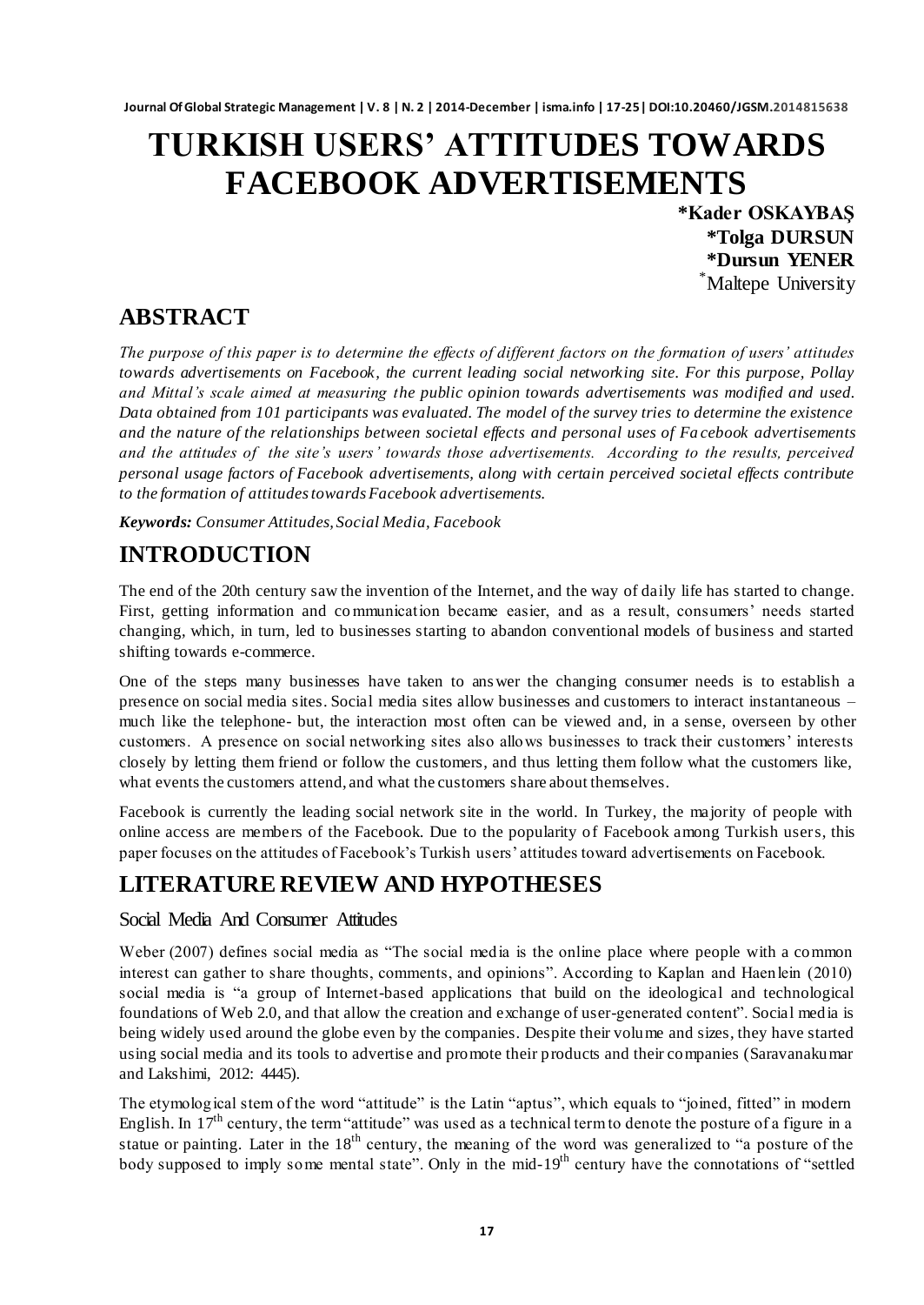# TURKISH USERS' ATTITUDES TOWARDS FACEBOOK ADVERTISEMENTS

**\*Kader OSKAYBAŞ**
**\*Tolga DURSUN**
**\*Dursun YENER**
\*Maltepe University

## ABSTRACT

*The purpose of this paper is to determine the effects of different factors on the formation of users' attitudes towards advertisements on Facebook, the current leading social networking site. For this purpose, Pollay and Mittal's scale aimed at measuring the public opinion towards advertisements was modified and used. Data obtained from 101 participants was evaluated. The model of the survey tries to determine the existence and the nature of the relationships between societal effects and personal uses of Facebook advertisements and the attitudes of the site's users' towards those advertisements. According to the results, perceived personal usage factors of Facebook advertisements, along with certain perceived societal effects contribute to the formation of attitudes towards Facebook advertisements.*

***Keywords:** Consumer Attitudes, Social Media, Facebook*

## INTRODUCTION

The end of the 20th century saw the invention of the Internet, and the way of daily life has started to change. First, getting information and communication became easier, and as a result, consumers' needs started changing, which, in turn, led to businesses starting to abandon conventional models of business and started shifting towards e-commerce.

One of the steps many businesses have taken to answer the changing consumer needs is to establish a presence on social media sites. Social media sites allow businesses and customers to interact instantaneous – much like the telephone- but, the interaction most often can be viewed and, in a sense, overseen by other customers. A presence on social networking sites also allows businesses to track their customers' interests closely by letting them friend or follow the customers, and thus letting them follow what the customers like, what events the customers attend, and what the customers share about themselves.

Facebook is currently the leading social network site in the world. In Turkey, the majority of people with online access are members of the Facebook. Due to the popularity of Facebook among Turkish users, this paper focuses on the attitudes of Facebook's Turkish users' attitudes toward advertisements on Facebook.

## LITERATURE REVIEW AND HYPOTHESES

### Social Media And Consumer Attitudes

Weber (2007) defines social media as "The social media is the online place where people with a common interest can gather to share thoughts, comments, and opinions". According to Kaplan and Haenlein (2010) social media is "a group of Internet-based applications that build on the ideological and technological foundations of Web 2.0, and that allow the creation and exchange of user-generated content". Social media is being widely used around the globe even by the companies. Despite their volume and sizes, they have started using social media and its tools to advertise and promote their products and their companies (Saravanakumar and Lakshimi, 2012: 4445).

The etymological stem of the word "attitude" is the Latin "aptus", which equals to "joined, fitted" in modern English. In 17th century, the term "attitude" was used as a technical term to denote the posture of a figure in a statue or painting. Later in the 18th century, the meaning of the word was generalized to "a posture of the body supposed to imply some mental state". Only in the mid-19th century have the connotations of "settled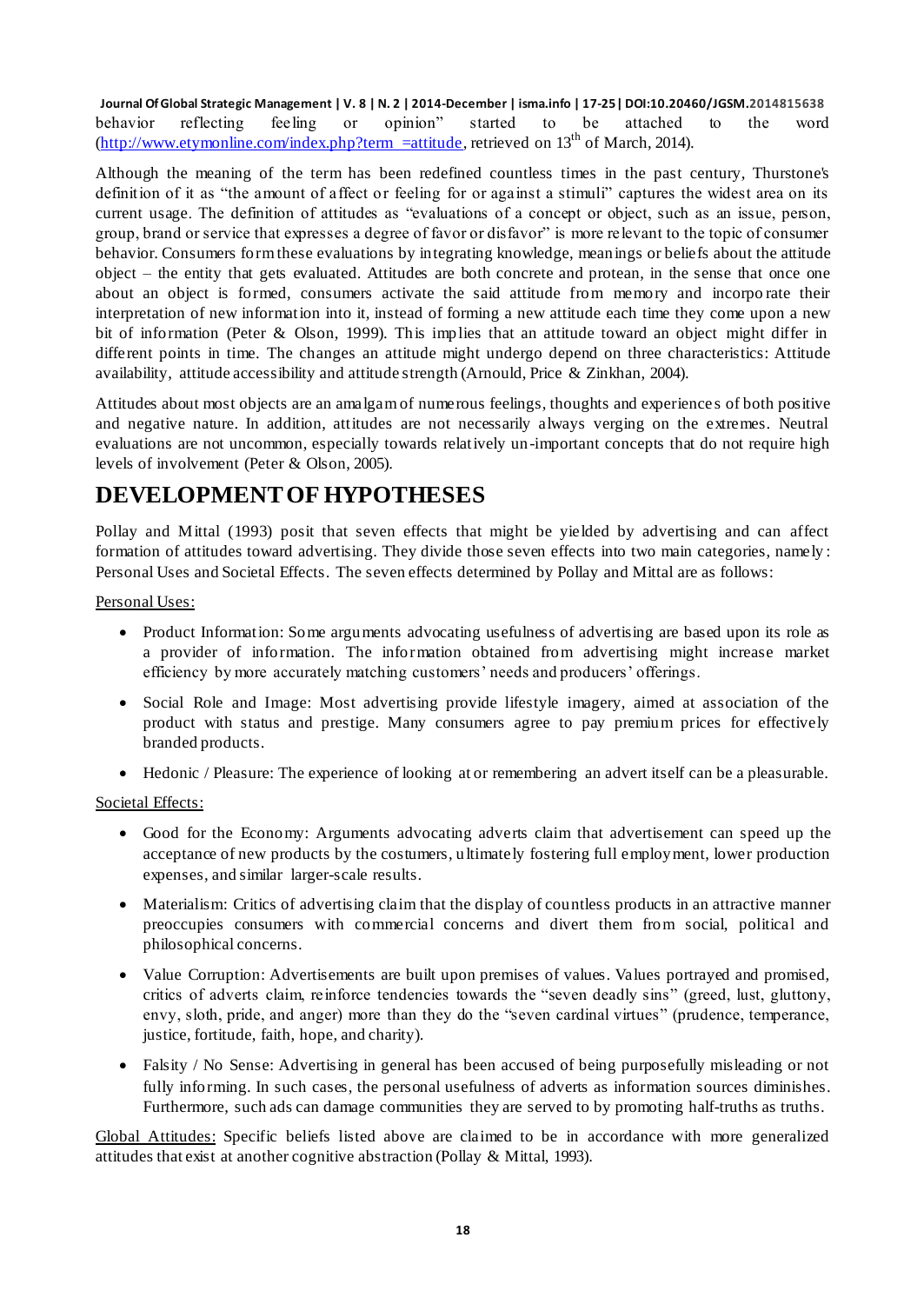behavior reflecting feeling or opinion" started to be attached to the word (http://www.etymonline.com/index.php?term =attitude, retrieved on 13th of March, 2014).

Although the meaning of the term has been redefined countless times in the past century, Thurstone's definition of it as "the amount of affect or feeling for or against a stimuli" captures the widest area on its current usage. The definition of attitudes as "evaluations of a concept or object, such as an issue, person, group, brand or service that expresses a degree of favor or disfavor" is more relevant to the topic of consumer behavior. Consumers form these evaluations by integrating knowledge, meanings or beliefs about the attitude object – the entity that gets evaluated. Attitudes are both concrete and protean, in the sense that once one about an object is formed, consumers activate the said attitude from memory and incorporate their interpretation of new information into it, instead of forming a new attitude each time they come upon a new bit of information (Peter & Olson, 1999). This implies that an attitude toward an object might differ in different points in time. The changes an attitude might undergo depend on three characteristics: Attitude availability, attitude accessibility and attitude strength (Arnould, Price & Zinkhan, 2004).

Attitudes about most objects are an amalgam of numerous feelings, thoughts and experiences of both positive and negative nature. In addition, attitudes are not necessarily always verging on the extremes. Neutral evaluations are not uncommon, especially towards relatively un-important concepts that do not require high levels of involvement (Peter & Olson, 2005).

# DEVELOPMENT OF HYPOTHESES

Pollay and Mittal (1993) posit that seven effects that might be yielded by advertising and can affect formation of attitudes toward advertising. They divide those seven effects into two main categories, namely: Personal Uses and Societal Effects. The seven effects determined by Pollay and Mittal are as follows:

Personal Uses:

- Product Information: Some arguments advocating usefulness of advertising are based upon its role as a provider of information. The information obtained from advertising might increase market efficiency by more accurately matching customers' needs and producers' offerings.
- Social Role and Image: Most advertising provide lifestyle imagery, aimed at association of the product with status and prestige. Many consumers agree to pay premium prices for effectively branded products.
- Hedonic / Pleasure: The experience of looking at or remembering an advert itself can be a pleasurable.

Societal Effects:

- Good for the Economy: Arguments advocating adverts claim that advertisement can speed up the acceptance of new products by the costumers, ultimately fostering full employment, lower production expenses, and similar larger-scale results.
- Materialism: Critics of advertising claim that the display of countless products in an attractive manner preoccupies consumers with commercial concerns and divert them from social, political and philosophical concerns.
- Value Corruption: Advertisements are built upon premises of values. Values portrayed and promised, critics of adverts claim, reinforce tendencies towards the "seven deadly sins" (greed, lust, gluttony, envy, sloth, pride, and anger) more than they do the "seven cardinal virtues" (prudence, temperance, justice, fortitude, faith, hope, and charity).
- Falsity / No Sense: Advertising in general has been accused of being purposefully misleading or not fully informing. In such cases, the personal usefulness of adverts as information sources diminishes. Furthermore, such ads can damage communities they are served to by promoting half-truths as truths.

Global Attitudes: Specific beliefs listed above are claimed to be in accordance with more generalized attitudes that exist at another cognitive abstraction (Pollay & Mittal, 1993).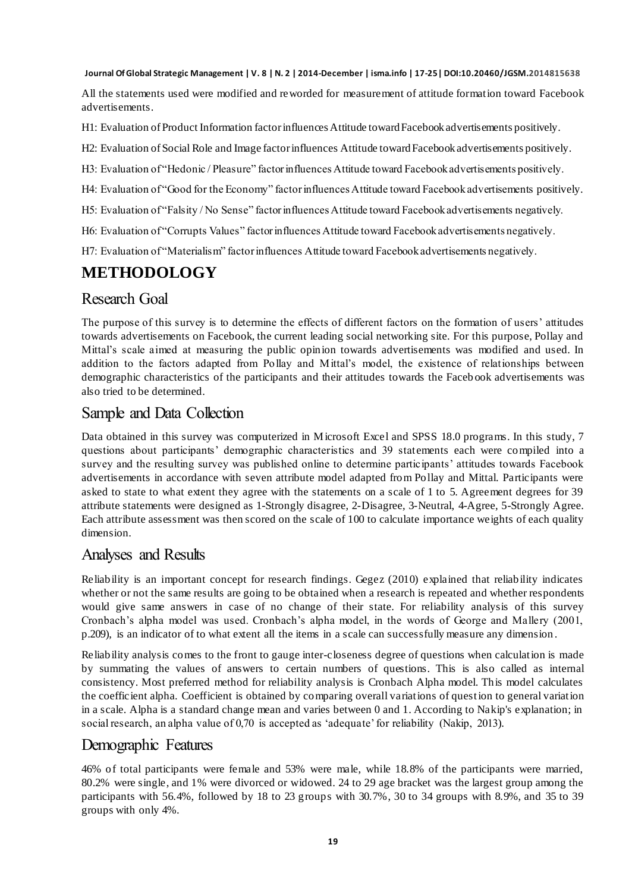All the statements used were modified and reworded for measurement of attitude formation toward Facebook advertisements.

H1: Evaluation of Product Information factor influences Attitude toward Facebook advertisements positively.

H2: Evaluation of Social Role and Image factor influences Attitude toward Facebook advertisements positively.

H3: Evaluation of "Hedonic / Pleasure" factor influences Attitude toward Facebook advertisements positively.

H4: Evaluation of "Good for the Economy" factor influences Attitude toward Facebook advertisements positively.

H5: Evaluation of "Falsity / No Sense" factor influences Attitude toward Facebook advertisements negatively.

H6: Evaluation of "Corrupts Values" factor influences Attitude toward Facebook advertisements negatively.

H7: Evaluation of "Materialism" factor influences Attitude toward Facebook advertisements negatively.

# METHODOLOGY

## Research Goal

The purpose of this survey is to determine the effects of different factors on the formation of users' attitudes towards advertisements on Facebook, the current leading social networking site. For this purpose, Pollay and Mittal's scale aimed at measuring the public opinion towards advertisements was modified and used. In addition to the factors adapted from Pollay and Mittal's model, the existence of relationships between demographic characteristics of the participants and their attitudes towards the Facebook advertisements was also tried to be determined.

## Sample and Data Collection

Data obtained in this survey was computerized in Microsoft Excel and SPSS 18.0 programs. In this study, 7 questions about participants' demographic characteristics and 39 statements each were compiled into a survey and the resulting survey was published online to determine participants' attitudes towards Facebook advertisements in accordance with seven attribute model adapted from Pollay and Mittal. Participants were asked to state to what extent they agree with the statements on a scale of 1 to 5. Agreement degrees for 39 attribute statements were designed as 1-Strongly disagree, 2-Disagree, 3-Neutral, 4-Agree, 5-Strongly Agree. Each attribute assessment was then scored on the scale of 100 to calculate importance weights of each quality dimension.

## Analyses and Results

Reliability is an important concept for research findings. Gegez (2010) explained that reliability indicates whether or not the same results are going to be obtained when a research is repeated and whether respondents would give same answers in case of no change of their state. For reliability analysis of this survey Cronbach's alpha model was used. Cronbach's alpha model, in the words of George and Mallery (2001, p.209), is an indicator of to what extent all the items in a scale can successfully measure any dimension.

Reliability analysis comes to the front to gauge inter-closeness degree of questions when calculation is made by summating the values of answers to certain numbers of questions. This is also called as internal consistency. Most preferred method for reliability analysis is Cronbach Alpha model. This model calculates the coefficient alpha. Coefficient is obtained by comparing overall variations of question to general variation in a scale. Alpha is a standard change mean and varies between 0 and 1. According to Nakip's explanation; in social research, an alpha value of 0,70 is accepted as 'adequate' for reliability (Nakip, 2013).

## Demographic Features

46% of total participants were female and 53% were male, while 18.8% of the participants were married, 80.2% were single, and 1% were divorced or widowed. 24 to 29 age bracket was the largest group among the participants with 56.4%, followed by 18 to 23 groups with 30.7%, 30 to 34 groups with 8.9%, and 35 to 39 groups with only 4%.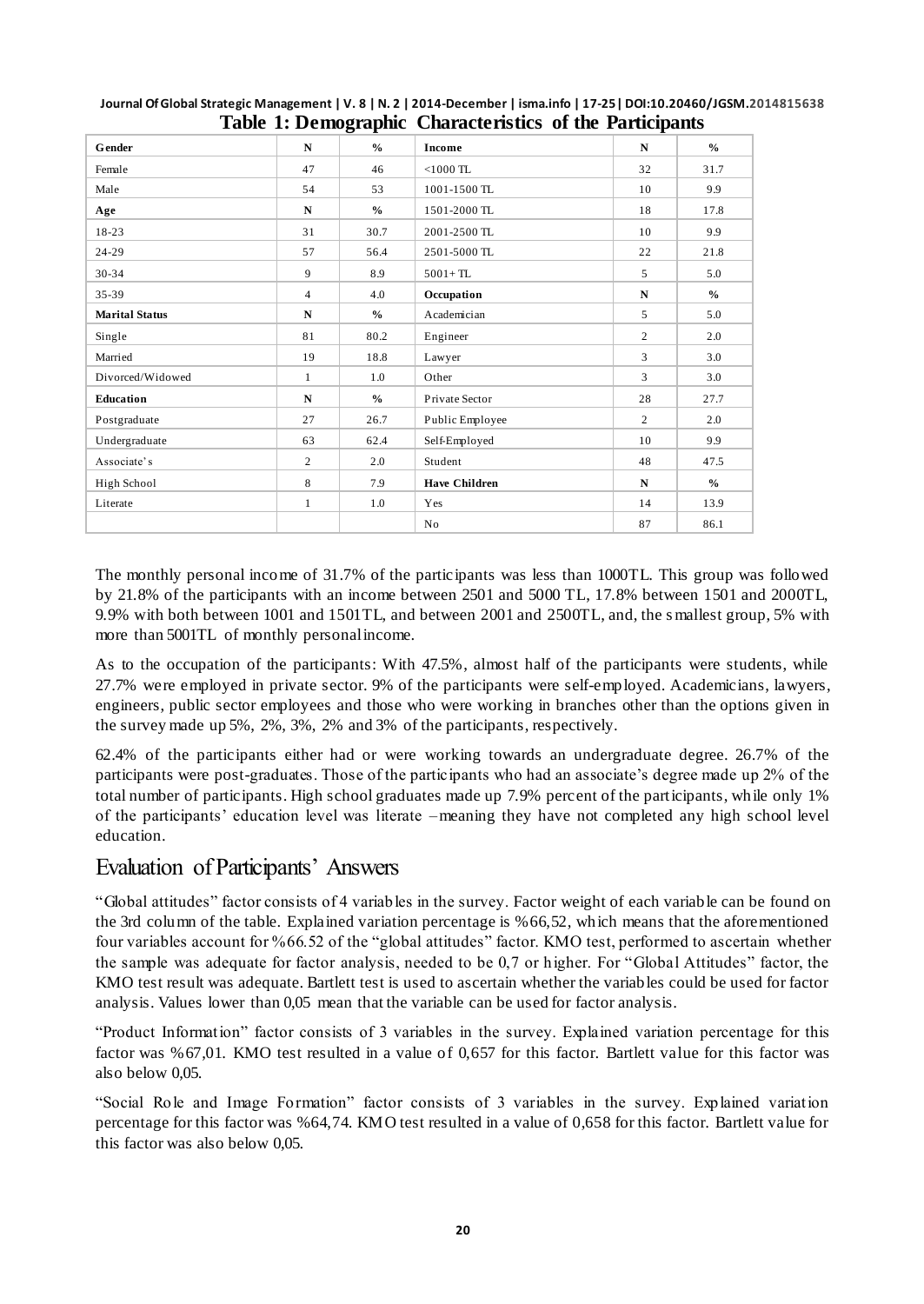**Table 1: Demographic Characteristics of the Participants**

| Gender | N | % | Income | N | % |
|---|---|---|---|---|---|
| Female | 47 | 46 | <1000 TL | 32 | 31.7 |
| Male | 54 | 53 | 1001-1500 TL | 10 | 9.9 |
| **Age** | **N** | **%** | 1501-2000 TL | 18 | 17.8 |
| 18-23 | 31 | 30.7 | 2001-2500 TL | 10 | 9.9 |
| 24-29 | 57 | 56.4 | 2501-5000 TL | 22 | 21.8 |
| 30-34 | 9 | 8.9 | 5001+ TL | 5 | 5.0 |
| 35-39 | 4 | 4.0 | **Occupation** | **N** | **%** |
| **Marital Status** | **N** | **%** | Academician | 5 | 5.0 |
| Single | 81 | 80.2 | Engineer | 2 | 2.0 |
| Married | 19 | 18.8 | Lawyer | 3 | 3.0 |
| Divorced/Widowed | 1 | 1.0 | Other | 3 | 3.0 |
| **Education** | **N** | **%** | Private Sector | 28 | 27.7 |
| Postgraduate | 27 | 26.7 | Public Employee | 2 | 2.0 |
| Undergraduate | 63 | 62.4 | Self-Employed | 10 | 9.9 |
| Associate's | 2 | 2.0 | Student | 48 | 47.5 |
| High School | 8 | 7.9 | **Have Children** | **N** | **%** |
| Literate | 1 | 1.0 | Yes | 14 | 13.9 |
| | | | No | 87 | 86.1 |

The monthly personal income of 31.7% of the participants was less than 1000TL. This group was followed by 21.8% of the participants with an income between 2501 and 5000 TL, 17.8% between 1501 and 2000TL, 9.9% with both between 1001 and 1501TL, and between 2001 and 2500TL, and, the smallest group, 5% with more than 5001TL of monthly personal income.

As to the occupation of the participants: With 47.5%, almost half of the participants were students, while 27.7% were employed in private sector. 9% of the participants were self-employed. Academicians, lawyers, engineers, public sector employees and those who were working in branches other than the options given in the survey made up 5%, 2%, 3%, 2% and 3% of the participants, respectively.

62.4% of the participants either had or were working towards an undergraduate degree. 26.7% of the participants were post-graduates. Those of the participants who had an associate's degree made up 2% of the total number of participants. High school graduates made up 7.9% percent of the participants, while only 1% of the participants' education level was literate – meaning they have not completed any high school level education.

## Evaluation of Participants' Answers

"Global attitudes" factor consists of 4 variables in the survey. Factor weight of each variable can be found on the 3rd column of the table. Explained variation percentage is %66,52, which means that the aforementioned four variables account for %66.52 of the "global attitudes" factor. KMO test, performed to ascertain whether the sample was adequate for factor analysis, needed to be 0,7 or higher. For "Global Attitudes" factor, the KMO test result was adequate. Bartlett test is used to ascertain whether the variables could be used for factor analysis. Values lower than 0,05 mean that the variable can be used for factor analysis.

"Product Information" factor consists of 3 variables in the survey. Explained variation percentage for this factor was %67,01. KMO test resulted in a value of 0,657 for this factor. Bartlett value for this factor was also below 0,05.

"Social Role and Image Formation" factor consists of 3 variables in the survey. Explained variation percentage for this factor was %64,74. KMO test resulted in a value of 0,658 for this factor. Bartlett value for this factor was also below 0,05.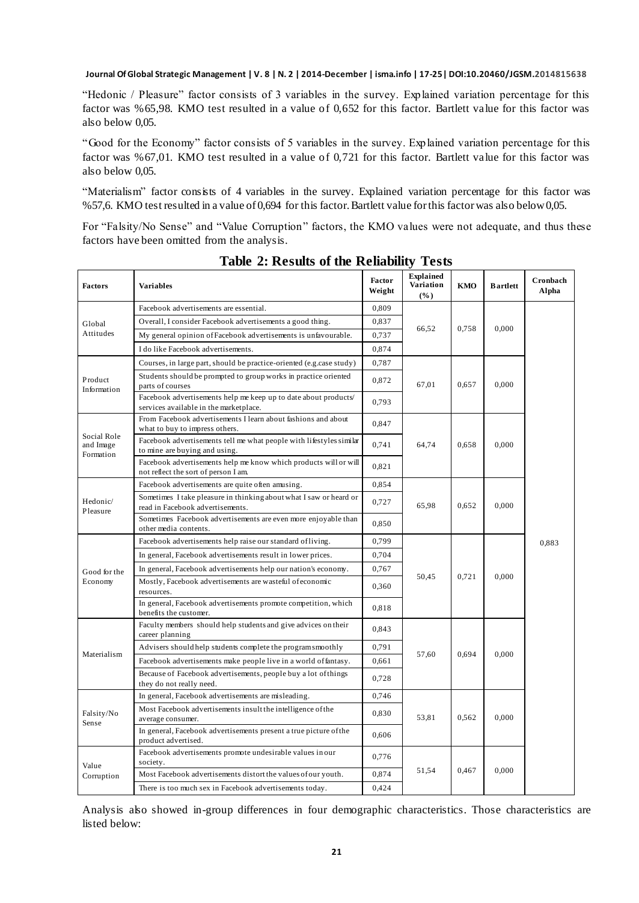"Hedonic / Pleasure" factor consists of 3 variables in the survey. Explained variation percentage for this factor was %65,98. KMO test resulted in a value of 0,652 for this factor. Bartlett value for this factor was also below 0,05.

"Good for the Economy" factor consists of 5 variables in the survey. Explained variation percentage for this factor was %67,01. KMO test resulted in a value of 0,721 for this factor. Bartlett value for this factor was also below 0,05.

"Materialism" factor consists of 4 variables in the survey. Explained variation percentage for this factor was %57,6. KMO test resulted in a value of 0,694 for this factor. Bartlett value for this factor was also below 0,05.

For "Falsity/No Sense" and "Value Corruption" factors, the KMO values were not adequate, and thus these factors have been omitted from the analysis.

**Table 2: Results of the Reliability Tests**

| Factors | Variables | Factor Weight | Explained Variation (%) | KMO | Bartlett | Cronbach Alpha |
|---|---|---|---|---|---|---|
| Global Attitudes | Facebook advertisements are essential. | 0,809 | 66,52 | 0,758 | 0,000 | 0,883 |
| | Overall, I consider Facebook advertisements a good thing. | 0,837 | | | | |
| | My general opinion of Facebook advertisements is unfavourable. | 0,737 | | | | |
| | I do like Facebook advertisements. | 0,874 | | | | |
| Product Information | Courses, in large part, should be practice-oriented (e.g.case study) | 0,787 | 67,01 | 0,657 | 0,000 | |
| | Students should be prompted to group works in practice oriented parts of courses | 0,872 | | | | |
| | Facebook advertisements help me keep up to date about products/ services available in the marketplace. | 0,793 | | | | |
| Social Role and Image Formation | From Facebook advertisements I learn about fashions and about what to buy to impress others. | 0,847 | 64,74 | 0,658 | 0,000 | |
| | Facebook advertisements tell me what people with lifestyles similar to mine are buying and using. | 0,741 | | | | |
| | Facebook advertisements help me know which products will or will not reflect the sort of person I am. | 0,821 | | | | |
| Hedonic/ Pleasure | Facebook advertisements are quite often amusing. | 0,854 | 65,98 | 0,652 | 0,000 | |
| | Sometimes I take pleasure in thinking about what I saw or heard or read in Facebook advertisements. | 0,727 | | | | |
| | Sometimes Facebook advertisements are even more enjoyable than other media contents. | 0,850 | | | | |
| Good for the Economy | Facebook advertisements help raise our standard of living. | 0,799 | 50,45 | 0,721 | 0,000 | |
| | In general, Facebook advertisements result in lower prices. | 0,704 | | | | |
| | In general, Facebook advertisements help our nation's economy. | 0,767 | | | | |
| | Mostly, Facebook advertisements are wasteful of economic resources. | 0,360 | | | | |
| | In general, Facebook advertisements promote competition, which benefits the customer. | 0,818 | | | | |
| Materialism | Faculty members should help students and give advices on their career planning | 0,843 | 57,60 | 0,694 | 0,000 | |
| | Advisers should help students complete the program smoothly | 0,791 | | | | |
| | Facebook advertisements make people live in a world of fantasy. | 0,661 | | | | |
| | Because of Facebook advertisements, people buy a lot of things they do not really need. | 0,728 | | | | |
| Falsity/No Sense | In general, Facebook advertisements are misleading. | 0,746 | 53,81 | 0,562 | 0,000 | |
| | Most Facebook advertisements insult the intelligence of the average consumer. | 0,830 | | | | |
| | In general, Facebook advertisements present a true picture of the product advertised. | 0,606 | | | | |
| Value Corruption | Facebook advertisements promote undesirable values in our society. | 0,776 | 51,54 | 0,467 | 0,000 | |
| | Most Facebook advertisements distort the values of our youth. | 0,874 | | | | |
| | There is too much sex in Facebook advertisements today. | 0,424 | | | | |

Analysis also showed in-group differences in four demographic characteristics. Those characteristics are listed below: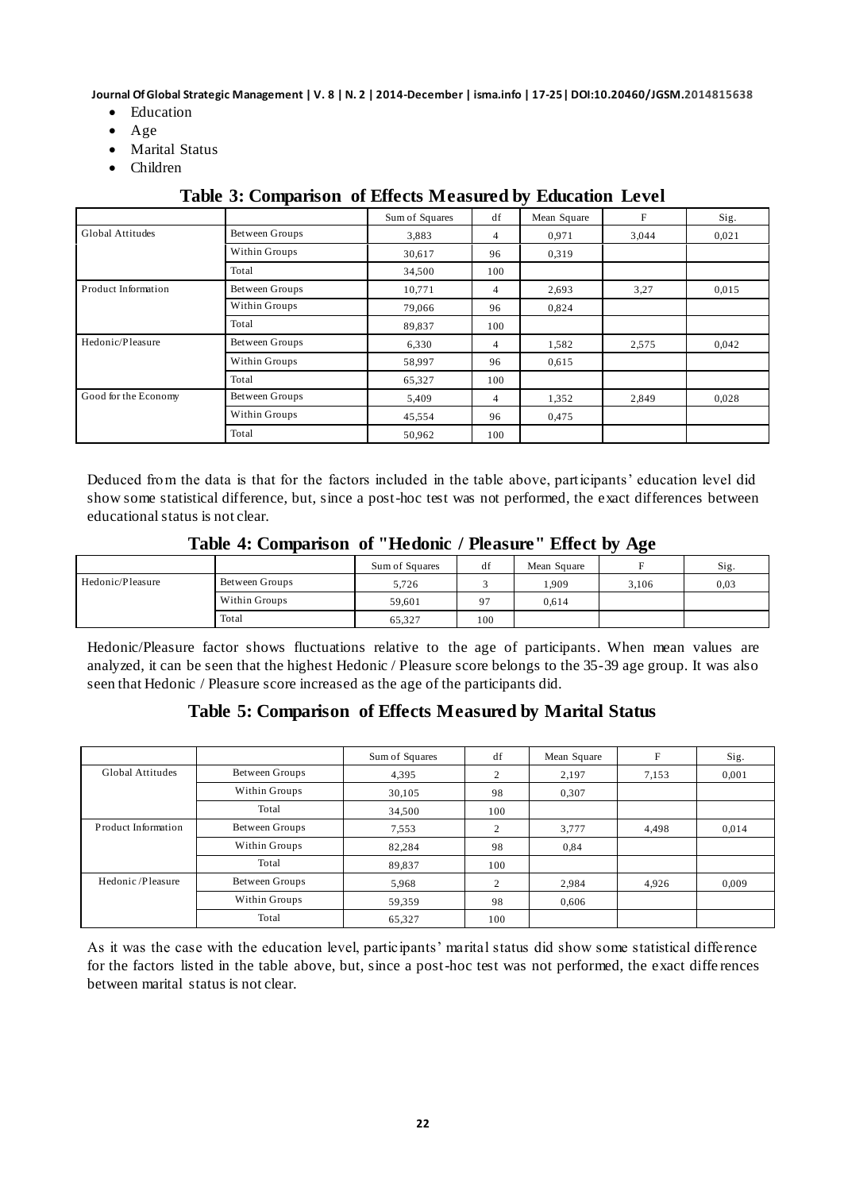- Education
- Age
- Marital Status
- Children

**Table 3: Comparison of Effects Measured by Education Level**

| | | Sum of Squares | df | Mean Square | F | Sig. |
|---|---|---|---|---|---|---|
| Global Attitudes | Between Groups | 3,883 | 4 | 0,971 | 3,044 | 0,021 |
| | Within Groups | 30,617 | 96 | 0,319 | | |
| | Total | 34,500 | 100 | | | |
| Product Information | Between Groups | 10,771 | 4 | 2,693 | 3,27 | 0,015 |
| | Within Groups | 79,066 | 96 | 0,824 | | |
| | Total | 89,837 | 100 | | | |
| Hedonic/Pleasure | Between Groups | 6,330 | 4 | 1,582 | 2,575 | 0,042 |
| | Within Groups | 58,997 | 96 | 0,615 | | |
| | Total | 65,327 | 100 | | | |
| Good for the Economy | Between Groups | 5,409 | 4 | 1,352 | 2,849 | 0,028 |
| | Within Groups | 45,554 | 96 | 0,475 | | |
| | Total | 50,962 | 100 | | | |

Deduced from the data is that for the factors included in the table above, participants' education level did show some statistical difference, but, since a post-hoc test was not performed, the exact differences between educational status is not clear.

**Table 4: Comparison of "Hedonic / Pleasure" Effect by Age**

| | | Sum of Squares | df | Mean Square | F | Sig. |
|---|---|---|---|---|---|---|
| Hedonic/Pleasure | Between Groups | 5,726 | 3 | 1,909 | 3,106 | 0,03 |
| | Within Groups | 59,601 | 97 | 0,614 | | |
| | Total | 65,327 | 100 | | | |

Hedonic/Pleasure factor shows fluctuations relative to the age of participants. When mean values are analyzed, it can be seen that the highest Hedonic / Pleasure score belongs to the 35-39 age group. It was also seen that Hedonic / Pleasure score increased as the age of the participants did.

**Table 5: Comparison of Effects Measured by Marital Status**

| | | Sum of Squares | df | Mean Square | F | Sig. |
|---|---|---|---|---|---|---|
| Global Attitudes | Between Groups | 4,395 | 2 | 2,197 | 7,153 | 0,001 |
| | Within Groups | 30,105 | 98 | 0,307 | | |
| | Total | 34,500 | 100 | | | |
| Product Information | Between Groups | 7,553 | 2 | 3,777 | 4,498 | 0,014 |
| | Within Groups | 82,284 | 98 | 0,84 | | |
| | Total | 89,837 | 100 | | | |
| Hedonic /Pleasure | Between Groups | 5,968 | 2 | 2,984 | 4,926 | 0,009 |
| | Within Groups | 59,359 | 98 | 0,606 | | |
| | Total | 65,327 | 100 | | | |

As it was the case with the education level, participants' marital status did show some statistical difference for the factors listed in the table above, but, since a post-hoc test was not performed, the exact differences between marital status is not clear.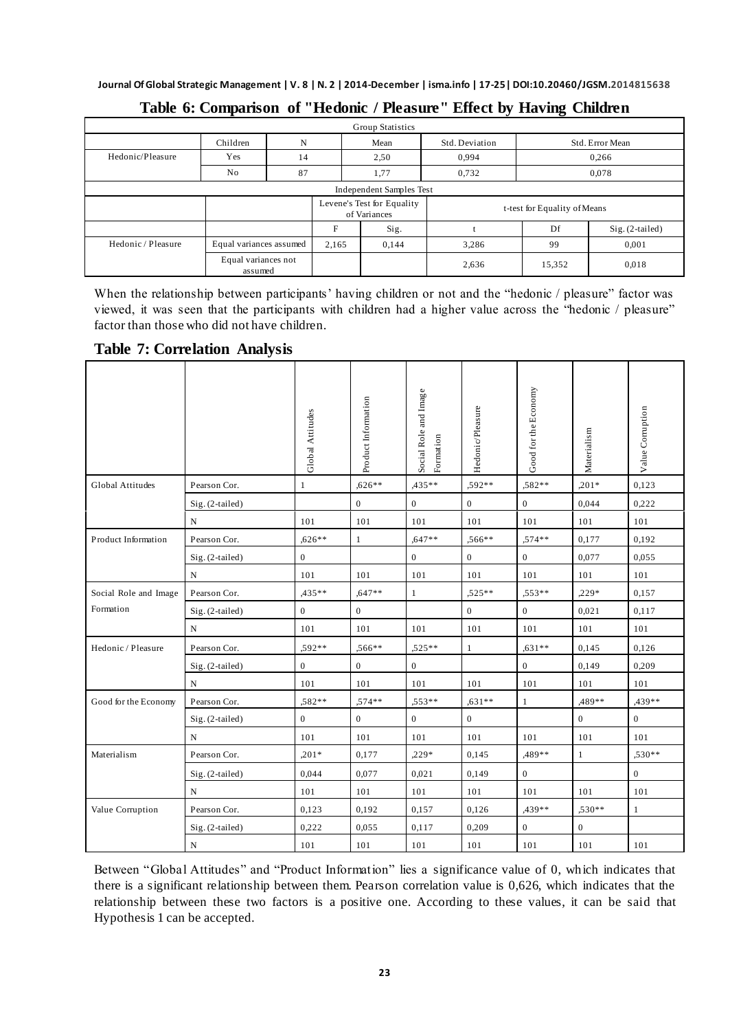## Table 6: Comparison of "Hedonic / Pleasure" Effect by Having Children

| Group Statistics | | | | | |
|---|---|---|---|---|---|
| | Children | N | Mean | Std. Deviation | Std. Error Mean |
| Hedonic/Pleasure | Yes | 14 | 2,50 | 0,994 | 0,266 |
| | No | 87 | 1,77 | 0,732 | 0,078 |

| Independent Samples Test | | | | | | |
|---|---|---|---|---|---|---|
| | | Levene's Test for Equality of Variances | | t-test for Equality of Means | | |
| | | F | Sig. | t | Df | Sig. (2-tailed) |
| Hedonic / Pleasure | Equal variances assumed | 2,165 | 0,144 | 3,286 | 99 | 0,001 |
| | Equal variances not assumed | | | 2,636 | 15,352 | 0,018 |

When the relationship between participants' having children or not and the "hedonic / pleasure" factor was viewed, it was seen that the participants with children had a higher value across the "hedonic / pleasure" factor than those who did not have children.

## Table 7: Correlation Analysis

| | | Global Attitudes | Product Information | Social Role and Image Formation | Hedonic/Pleasure | Good for the Economy | Materialism | Value Corruption |
|---|---|---|---|---|---|---|---|---|
| Global Attitudes | Pearson Cor. | 1 | ,626** | ,435** | ,592** | ,582** | ,201* | 0,123 |
| | Sig. (2-tailed) | | 0 | 0 | 0 | 0 | 0,044 | 0,222 |
| | N | 101 | 101 | 101 | 101 | 101 | 101 | 101 |
| Product Information | Pearson Cor. | ,626** | 1 | ,647** | ,566** | ,574** | 0,177 | 0,192 |
| | Sig. (2-tailed) | 0 | | 0 | 0 | 0 | 0,077 | 0,055 |
| | N | 101 | 101 | 101 | 101 | 101 | 101 | 101 |
| Social Role and Image Formation | Pearson Cor. | ,435** | ,647** | 1 | ,525** | ,553** | ,229* | 0,157 |
| | Sig. (2-tailed) | 0 | 0 | | 0 | 0 | 0,021 | 0,117 |
| | N | 101 | 101 | 101 | 101 | 101 | 101 | 101 |
| Hedonic / Pleasure | Pearson Cor. | ,592** | ,566** | ,525** | 1 | ,631** | 0,145 | 0,126 |
| | Sig. (2-tailed) | 0 | 0 | 0 | | 0 | 0,149 | 0,209 |
| | N | 101 | 101 | 101 | 101 | 101 | 101 | 101 |
| Good for the Economy | Pearson Cor. | ,582** | ,574** | ,553** | ,631** | 1 | ,489** | ,439** |
| | Sig. (2-tailed) | 0 | 0 | 0 | 0 | | 0 | 0 |
| | N | 101 | 101 | 101 | 101 | 101 | 101 | 101 |
| Materialism | Pearson Cor. | ,201* | 0,177 | ,229* | 0,145 | ,489** | 1 | ,530** |
| | Sig. (2-tailed) | 0,044 | 0,077 | 0,021 | 0,149 | 0 | | 0 |
| | N | 101 | 101 | 101 | 101 | 101 | 101 | 101 |
| Value Corruption | Pearson Cor. | 0,123 | 0,192 | 0,157 | 0,126 | ,439** | ,530** | 1 |
| | Sig. (2-tailed) | 0,222 | 0,055 | 0,117 | 0,209 | 0 | 0 | |
| | N | 101 | 101 | 101 | 101 | 101 | 101 | 101 |

Between "Global Attitudes" and "Product Information" lies a significance value of 0, which indicates that there is a significant relationship between them. Pearson correlation value is 0,626, which indicates that the relationship between these two factors is a positive one. According to these values, it can be said that Hypothesis 1 can be accepted.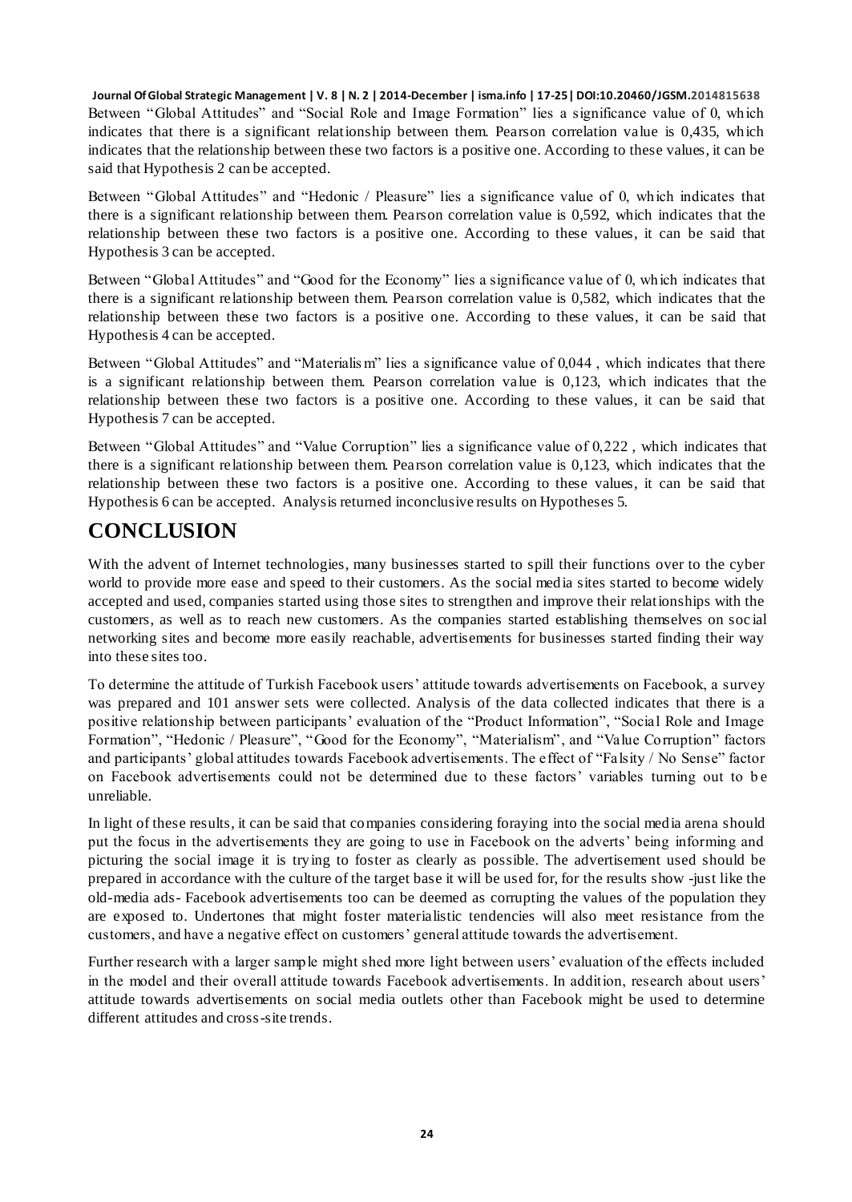Between "Global Attitudes" and "Social Role and Image Formation" lies a significance value of 0, which indicates that there is a significant relationship between them. Pearson correlation value is 0,435, which indicates that the relationship between these two factors is a positive one. According to these values, it can be said that Hypothesis 2 can be accepted.

Between "Global Attitudes" and "Hedonic / Pleasure" lies a significance value of 0, which indicates that there is a significant relationship between them. Pearson correlation value is 0,592, which indicates that the relationship between these two factors is a positive one. According to these values, it can be said that Hypothesis 3 can be accepted.

Between "Global Attitudes" and "Good for the Economy" lies a significance value of 0, which indicates that there is a significant relationship between them. Pearson correlation value is 0,582, which indicates that the relationship between these two factors is a positive one. According to these values, it can be said that Hypothesis 4 can be accepted.

Between "Global Attitudes" and "Materialism" lies a significance value of 0,044 , which indicates that there is a significant relationship between them. Pearson correlation value is 0,123, which indicates that the relationship between these two factors is a positive one. According to these values, it can be said that Hypothesis 7 can be accepted.

Between "Global Attitudes" and "Value Corruption" lies a significance value of 0,222 , which indicates that there is a significant relationship between them. Pearson correlation value is 0,123, which indicates that the relationship between these two factors is a positive one. According to these values, it can be said that Hypothesis 6 can be accepted. Analysis returned inconclusive results on Hypotheses 5.

# CONCLUSION

With the advent of Internet technologies, many businesses started to spill their functions over to the cyber world to provide more ease and speed to their customers. As the social media sites started to become widely accepted and used, companies started using those sites to strengthen and improve their relationships with the customers, as well as to reach new customers. As the companies started establishing themselves on social networking sites and become more easily reachable, advertisements for businesses started finding their way into these sites too.

To determine the attitude of Turkish Facebook users' attitude towards advertisements on Facebook, a survey was prepared and 101 answer sets were collected. Analysis of the data collected indicates that there is a positive relationship between participants' evaluation of the "Product Information", "Social Role and Image Formation", "Hedonic / Pleasure", "Good for the Economy", "Materialism", and "Value Corruption" factors and participants' global attitudes towards Facebook advertisements. The effect of "Falsity / No Sense" factor on Facebook advertisements could not be determined due to these factors' variables turning out to be unreliable.

In light of these results, it can be said that companies considering foraying into the social media arena should put the focus in the advertisements they are going to use in Facebook on the adverts' being informing and picturing the social image it is trying to foster as clearly as possible. The advertisement used should be prepared in accordance with the culture of the target base it will be used for, for the results show -just like the old-media ads- Facebook advertisements too can be deemed as corrupting the values of the population they are exposed to. Undertones that might foster materialistic tendencies will also meet resistance from the customers, and have a negative effect on customers' general attitude towards the advertisement.

Further research with a larger sample might shed more light between users' evaluation of the effects included in the model and their overall attitude towards Facebook advertisements. In addition, research about users' attitude towards advertisements on social media outlets other than Facebook might be used to determine different attitudes and cross-site trends.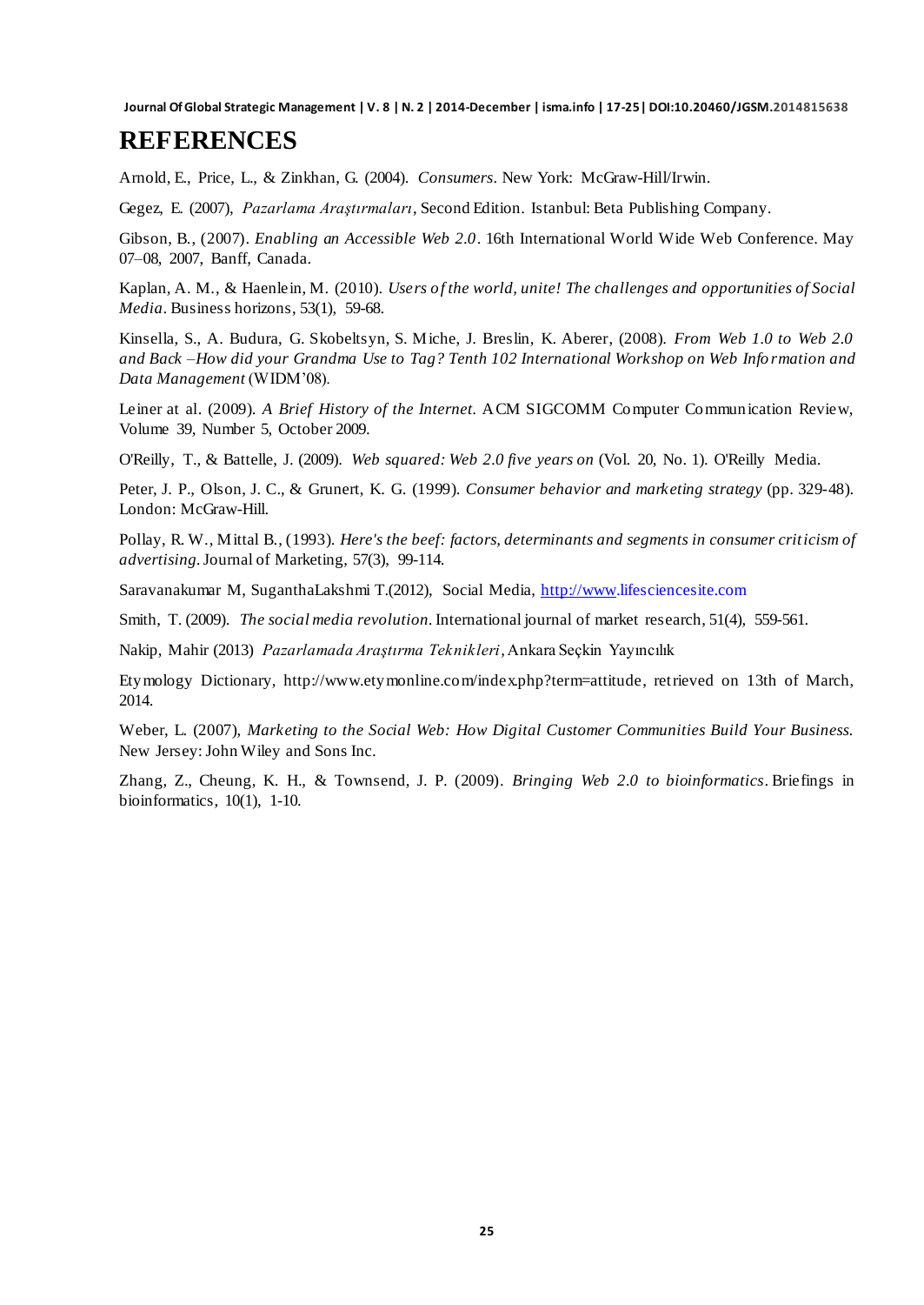# REFERENCES

Arnold, E., Price, L., & Zinkhan, G. (2004). *Consumers*. New York: McGraw-Hill/Irwin.

Gegez, E. (2007), *Pazarlama Araştırmaları*, Second Edition. Istanbul: Beta Publishing Company.

Gibson, B., (2007). *Enabling an Accessible Web 2.0*. 16th International World Wide Web Conference. May 07–08, 2007, Banff, Canada.

Kaplan, A. M., & Haenlein, M. (2010). *Users of the world, unite! The challenges and opportunities of Social Media*. Business horizons, 53(1), 59-68.

Kinsella, S., A. Budura, G. Skobeltsyn, S. Miche, J. Breslin, K. Aberer, (2008). *From Web 1.0 to Web 2.0 and Back –How did your Grandma Use to Tag? Tenth 102 International Workshop on Web Information and Data Management* (WIDM'08).

Leiner at al. (2009). *A Brief History of the Internet*. ACM SIGCOMM Computer Communication Review, Volume 39, Number 5, October 2009.

O'Reilly, T., & Battelle, J. (2009). *Web squared: Web 2.0 five years on* (Vol. 20, No. 1). O'Reilly Media.

Peter, J. P., Olson, J. C., & Grunert, K. G. (1999). *Consumer behavior and marketing strategy* (pp. 329-48). London: McGraw-Hill.

Pollay, R. W., Mittal B., (1993). *Here's the beef: factors, determinants and segments in consumer criticism of advertising*. Journal of Marketing, 57(3), 99-114.

Saravanakumar M, SuganthaLakshmi T.(2012), Social Media, http://www.lifesciencesite.com

Smith, T. (2009). *The social media revolution*. International journal of market research, 51(4), 559-561.

Nakip, Mahir (2013) *Pazarlamada Araştırma Teknikleri*, Ankara Seçkin Yayıncılık

Etymology Dictionary, http://www.etymonline.com/index.php?term=attitude, retrieved on 13th of March, 2014.

Weber, L. (2007), *Marketing to the Social Web: How Digital Customer Communities Build Your Business.* New Jersey: John Wiley and Sons Inc.

Zhang, Z., Cheung, K. H., & Townsend, J. P. (2009). *Bringing Web 2.0 to bioinformatics*. Briefings in bioinformatics, 10(1), 1-10.